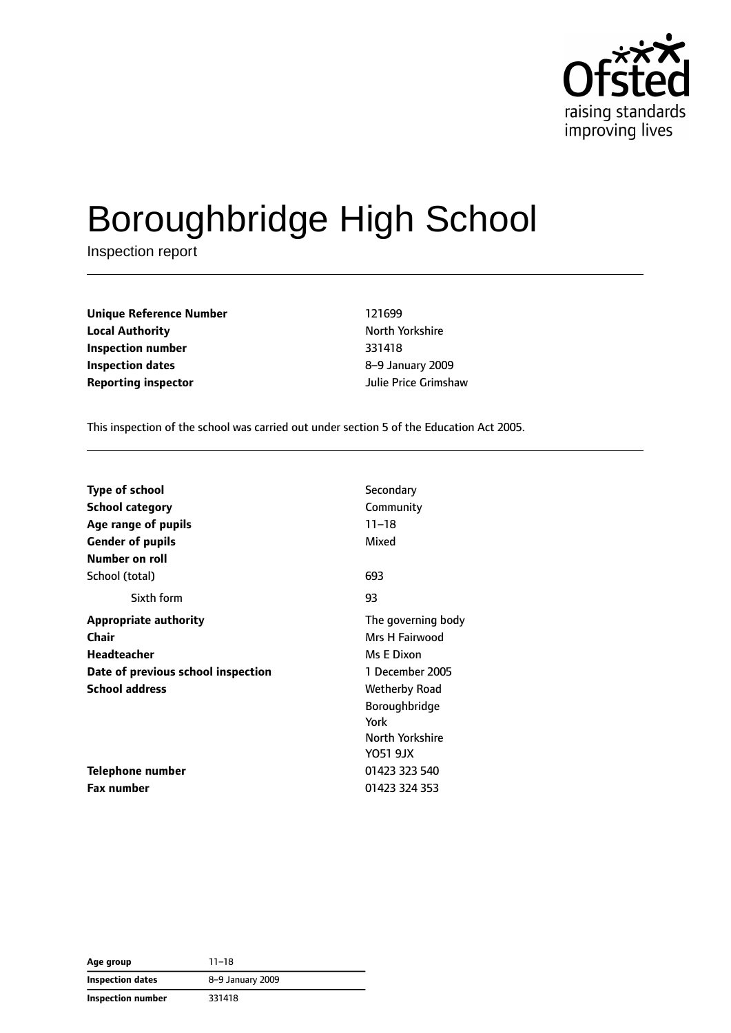Ofsted
raising standards
improving lives

# Boroughbridge High School

Inspection report

| | |
|---|---|
| **Unique Reference Number** | 121699 |
| **Local Authority** | North Yorkshire |
| **Inspection number** | 331418 |
| **Inspection dates** | 8–9 January 2009 |
| **Reporting inspector** | Julie Price Grimshaw |

This inspection of the school was carried out under section 5 of the Education Act 2005.

| | |
|---|---|
| **Type of school** | Secondary |
| **School category** | Community |
| **Age range of pupils** | 11–18 |
| **Gender of pupils** | Mixed |
| **Number on roll** | |
| School (total) | 693 |
| Sixth form | 93 |
| **Appropriate authority** | The governing body |
| **Chair** | Mrs H Fairwood |
| **Headteacher** | Ms E Dixon |
| **Date of previous school inspection** | 1 December 2005 |
| **School address** | Wetherby Road<br>Boroughbridge<br>York<br>North Yorkshire<br>YO51 9JX |
| **Telephone number** | 01423 323 540 |
| **Fax number** | 01423 324 353 |

| | |
|---|---|
| **Age group** | 11–18 |
| **Inspection dates** | 8–9 January 2009 |
| **Inspection number** | 331418 |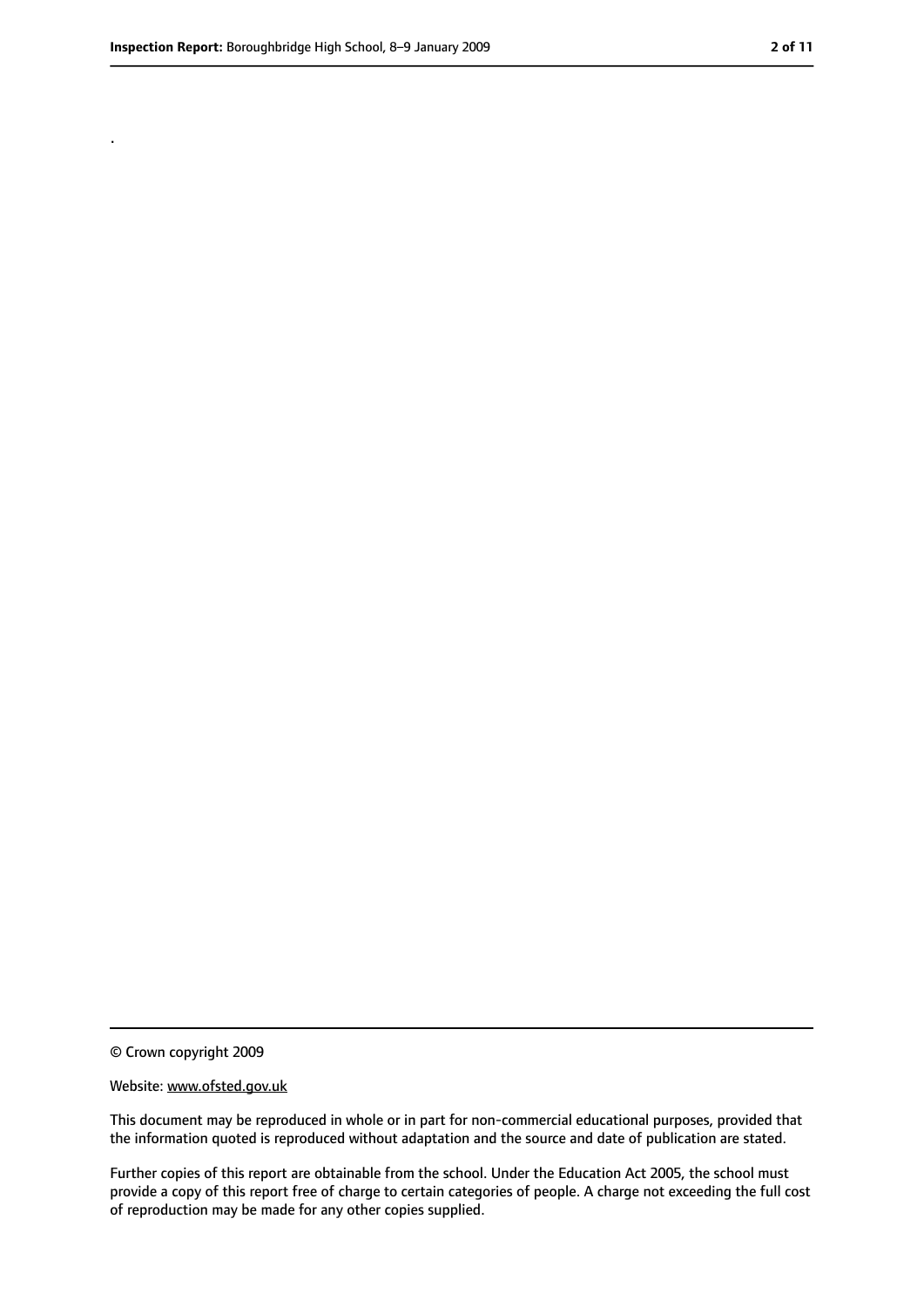.

© Crown copyright 2009

Website: www.ofsted.gov.uk

This document may be reproduced in whole or in part for non-commercial educational purposes, provided that the information quoted is reproduced without adaptation and the source and date of publication are stated.

Further copies of this report are obtainable from the school. Under the Education Act 2005, the school must provide a copy of this report free of charge to certain categories of people. A charge not exceeding the full cost of reproduction may be made for any other copies supplied.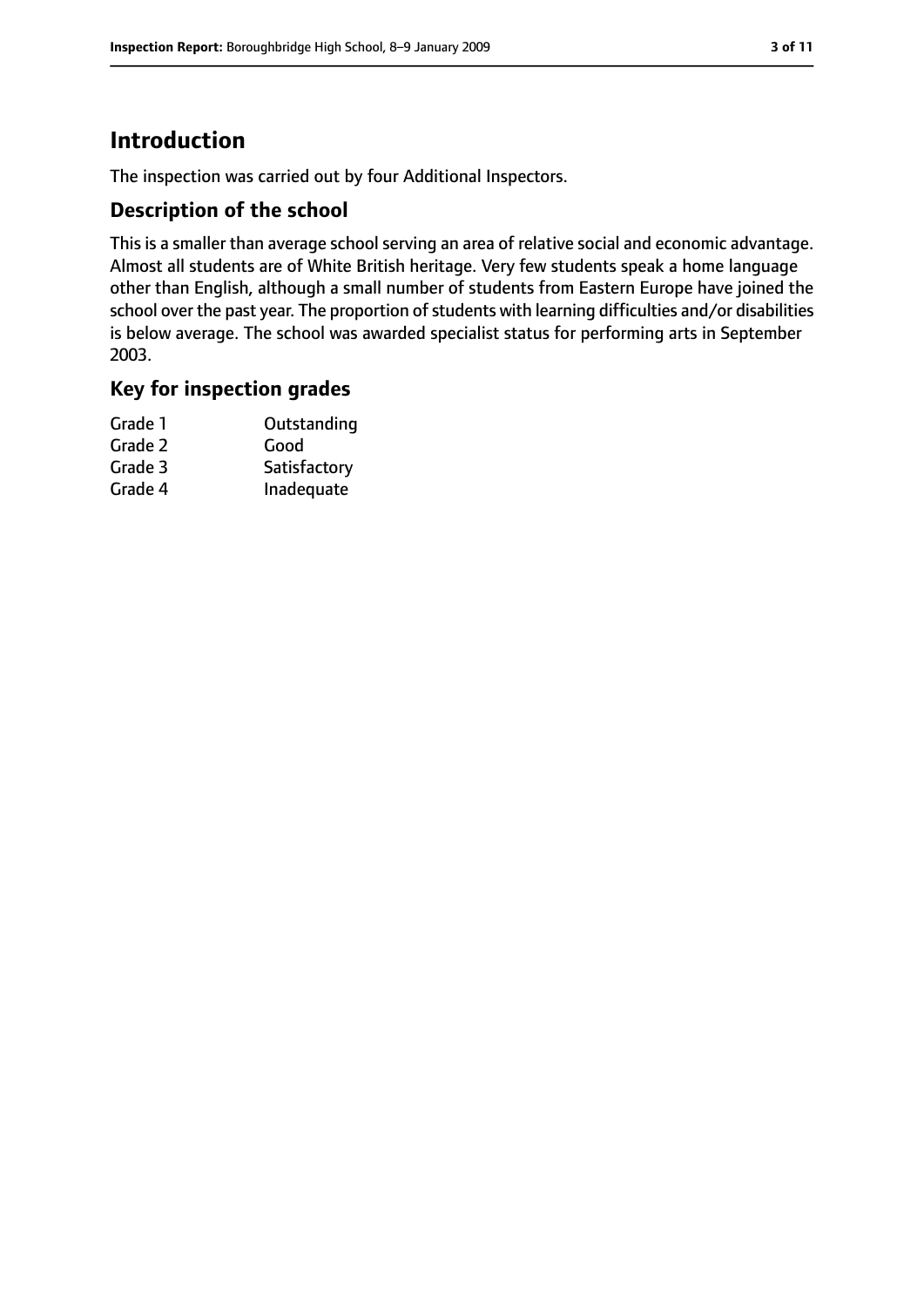# Introduction

The inspection was carried out by four Additional Inspectors.

## Description of the school

This is a smaller than average school serving an area of relative social and economic advantage. Almost all students are of White British heritage. Very few students speak a home language other than English, although a small number of students from Eastern Europe have joined the school over the past year. The proportion of students with learning difficulties and/or disabilities is below average. The school was awarded specialist status for performing arts in September 2003.

## Key for inspection grades

| | |
|---|---|
| Grade 1 | Outstanding |
| Grade 2 | Good |
| Grade 3 | Satisfactory |
| Grade 4 | Inadequate |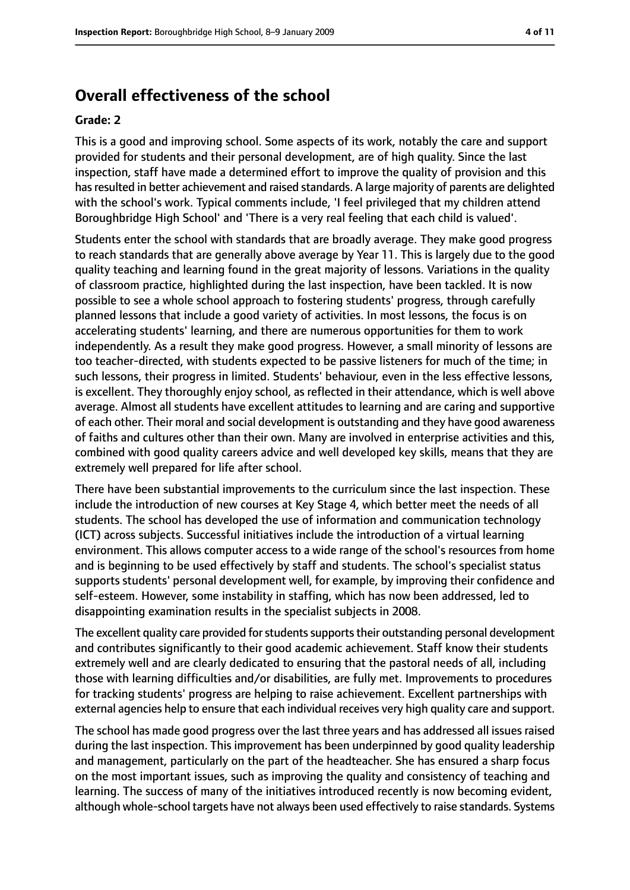## Overall effectiveness of the school

**Grade: 2**

This is a good and improving school. Some aspects of its work, notably the care and support provided for students and their personal development, are of high quality. Since the last inspection, staff have made a determined effort to improve the quality of provision and this has resulted in better achievement and raised standards. A large majority of parents are delighted with the school's work. Typical comments include, 'I feel privileged that my children attend Boroughbridge High School' and 'There is a very real feeling that each child is valued'.

Students enter the school with standards that are broadly average. They make good progress to reach standards that are generally above average by Year 11. This is largely due to the good quality teaching and learning found in the great majority of lessons. Variations in the quality of classroom practice, highlighted during the last inspection, have been tackled. It is now possible to see a whole school approach to fostering students' progress, through carefully planned lessons that include a good variety of activities. In most lessons, the focus is on accelerating students' learning, and there are numerous opportunities for them to work independently. As a result they make good progress. However, a small minority of lessons are too teacher-directed, with students expected to be passive listeners for much of the time; in such lessons, their progress in limited. Students' behaviour, even in the less effective lessons, is excellent. They thoroughly enjoy school, as reflected in their attendance, which is well above average. Almost all students have excellent attitudes to learning and are caring and supportive of each other. Their moral and social development is outstanding and they have good awareness of faiths and cultures other than their own. Many are involved in enterprise activities and this, combined with good quality careers advice and well developed key skills, means that they are extremely well prepared for life after school.

There have been substantial improvements to the curriculum since the last inspection. These include the introduction of new courses at Key Stage 4, which better meet the needs of all students. The school has developed the use of information and communication technology (ICT) across subjects. Successful initiatives include the introduction of a virtual learning environment. This allows computer access to a wide range of the school's resources from home and is beginning to be used effectively by staff and students. The school's specialist status supports students' personal development well, for example, by improving their confidence and self-esteem. However, some instability in staffing, which has now been addressed, led to disappointing examination results in the specialist subjects in 2008.

The excellent quality care provided for students supports their outstanding personal development and contributes significantly to their good academic achievement. Staff know their students extremely well and are clearly dedicated to ensuring that the pastoral needs of all, including those with learning difficulties and/or disabilities, are fully met. Improvements to procedures for tracking students' progress are helping to raise achievement. Excellent partnerships with external agencies help to ensure that each individual receives very high quality care and support.

The school has made good progress over the last three years and has addressed all issues raised during the last inspection. This improvement has been underpinned by good quality leadership and management, particularly on the part of the headteacher. She has ensured a sharp focus on the most important issues, such as improving the quality and consistency of teaching and learning. The success of many of the initiatives introduced recently is now becoming evident, although whole-school targets have not always been used effectively to raise standards. Systems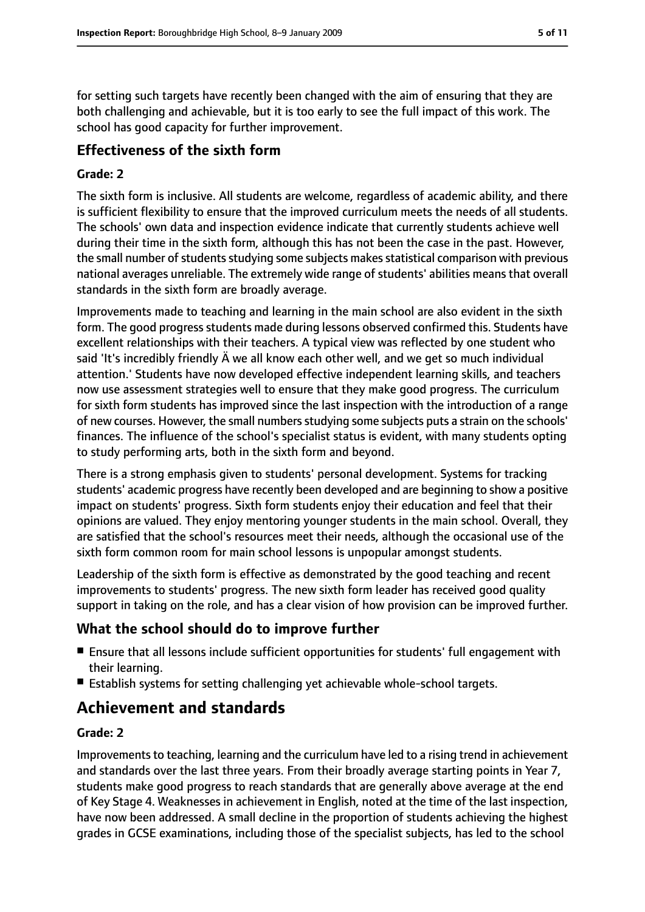for setting such targets have recently been changed with the aim of ensuring that they are both challenging and achievable, but it is too early to see the full impact of this work. The school has good capacity for further improvement.

## Effectiveness of the sixth form

**Grade: 2**

The sixth form is inclusive. All students are welcome, regardless of academic ability, and there is sufficient flexibility to ensure that the improved curriculum meets the needs of all students. The schools' own data and inspection evidence indicate that currently students achieve well during their time in the sixth form, although this has not been the case in the past. However, the small number of students studying some subjects makes statistical comparison with previous national averages unreliable. The extremely wide range of students' abilities means that overall standards in the sixth form are broadly average.

Improvements made to teaching and learning in the main school are also evident in the sixth form. The good progress students made during lessons observed confirmed this. Students have excellent relationships with their teachers. A typical view was reflected by one student who said 'It's incredibly friendly Ä we all know each other well, and we get so much individual attention.' Students have now developed effective independent learning skills, and teachers now use assessment strategies well to ensure that they make good progress. The curriculum for sixth form students has improved since the last inspection with the introduction of a range of new courses. However, the small numbers studying some subjects puts a strain on the schools' finances. The influence of the school's specialist status is evident, with many students opting to study performing arts, both in the sixth form and beyond.

There is a strong emphasis given to students' personal development. Systems for tracking students' academic progress have recently been developed and are beginning to show a positive impact on students' progress. Sixth form students enjoy their education and feel that their opinions are valued. They enjoy mentoring younger students in the main school. Overall, they are satisfied that the school's resources meet their needs, although the occasional use of the sixth form common room for main school lessons is unpopular amongst students.

Leadership of the sixth form is effective as demonstrated by the good teaching and recent improvements to students' progress. The new sixth form leader has received good quality support in taking on the role, and has a clear vision of how provision can be improved further.

## What the school should do to improve further

- Ensure that all lessons include sufficient opportunities for students' full engagement with their learning.
- Establish systems for setting challenging yet achievable whole-school targets.

# Achievement and standards

**Grade: 2**

Improvements to teaching, learning and the curriculum have led to a rising trend in achievement and standards over the last three years. From their broadly average starting points in Year 7, students make good progress to reach standards that are generally above average at the end of Key Stage 4. Weaknesses in achievement in English, noted at the time of the last inspection, have now been addressed. A small decline in the proportion of students achieving the highest grades in GCSE examinations, including those of the specialist subjects, has led to the school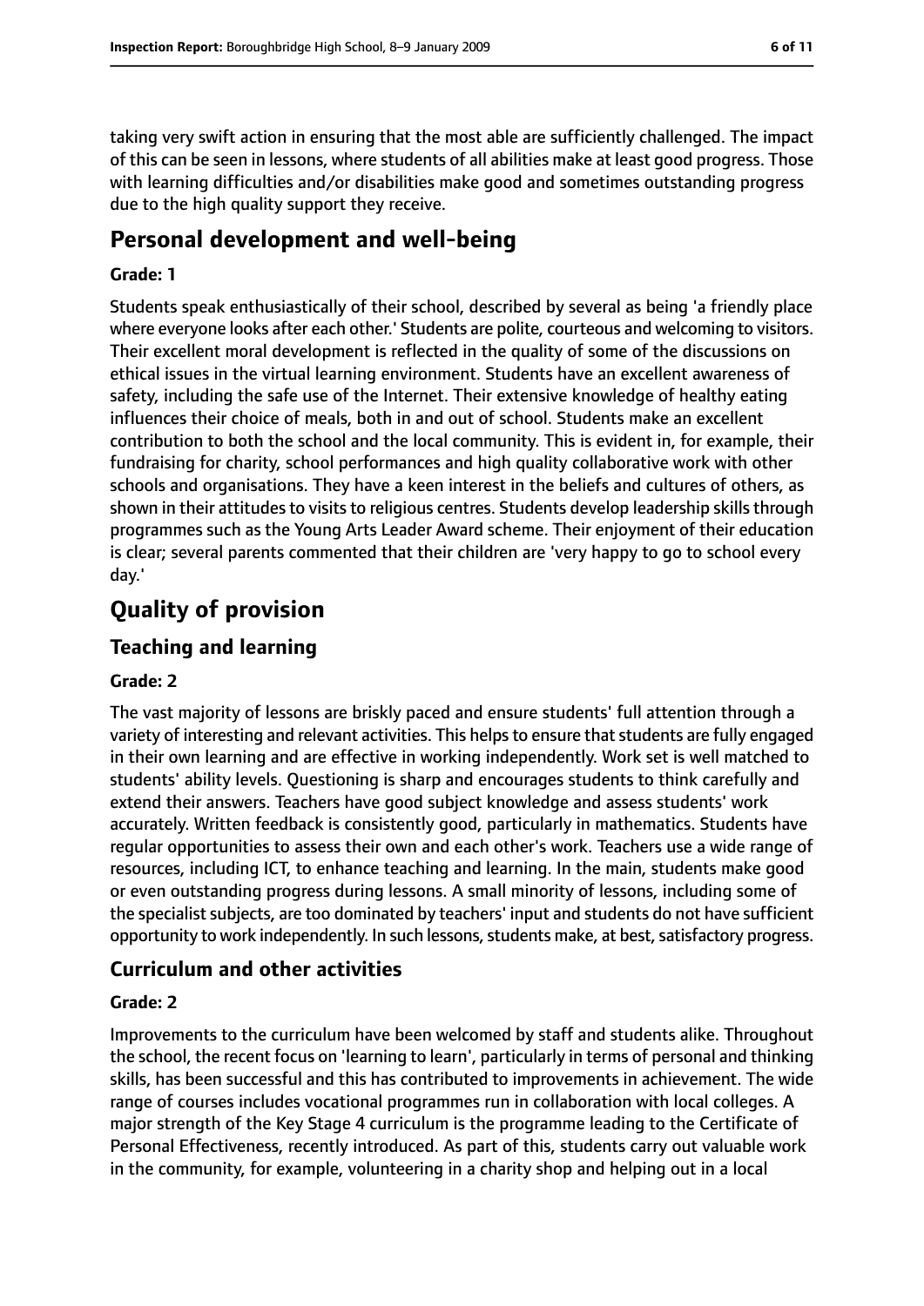taking very swift action in ensuring that the most able are sufficiently challenged. The impact of this can be seen in lessons, where students of all abilities make at least good progress. Those with learning difficulties and/or disabilities make good and sometimes outstanding progress due to the high quality support they receive.

# Personal development and well-being

**Grade: 1**

Students speak enthusiastically of their school, described by several as being 'a friendly place where everyone looks after each other.' Students are polite, courteous and welcoming to visitors. Their excellent moral development is reflected in the quality of some of the discussions on ethical issues in the virtual learning environment. Students have an excellent awareness of safety, including the safe use of the Internet. Their extensive knowledge of healthy eating influences their choice of meals, both in and out of school. Students make an excellent contribution to both the school and the local community. This is evident in, for example, their fundraising for charity, school performances and high quality collaborative work with other schools and organisations. They have a keen interest in the beliefs and cultures of others, as shown in their attitudes to visits to religious centres. Students develop leadership skills through programmes such as the Young Arts Leader Award scheme. Their enjoyment of their education is clear; several parents commented that their children are 'very happy to go to school every day.'

# Quality of provision

## Teaching and learning

**Grade: 2**

The vast majority of lessons are briskly paced and ensure students' full attention through a variety of interesting and relevant activities. This helps to ensure that students are fully engaged in their own learning and are effective in working independently. Work set is well matched to students' ability levels. Questioning is sharp and encourages students to think carefully and extend their answers. Teachers have good subject knowledge and assess students' work accurately. Written feedback is consistently good, particularly in mathematics. Students have regular opportunities to assess their own and each other's work. Teachers use a wide range of resources, including ICT, to enhance teaching and learning. In the main, students make good or even outstanding progress during lessons. A small minority of lessons, including some of the specialist subjects, are too dominated by teachers' input and students do not have sufficient opportunity to work independently. In such lessons, students make, at best, satisfactory progress.

## Curriculum and other activities

**Grade: 2**

Improvements to the curriculum have been welcomed by staff and students alike. Throughout the school, the recent focus on 'learning to learn', particularly in terms of personal and thinking skills, has been successful and this has contributed to improvements in achievement. The wide range of courses includes vocational programmes run in collaboration with local colleges. A major strength of the Key Stage 4 curriculum is the programme leading to the Certificate of Personal Effectiveness, recently introduced. As part of this, students carry out valuable work in the community, for example, volunteering in a charity shop and helping out in a local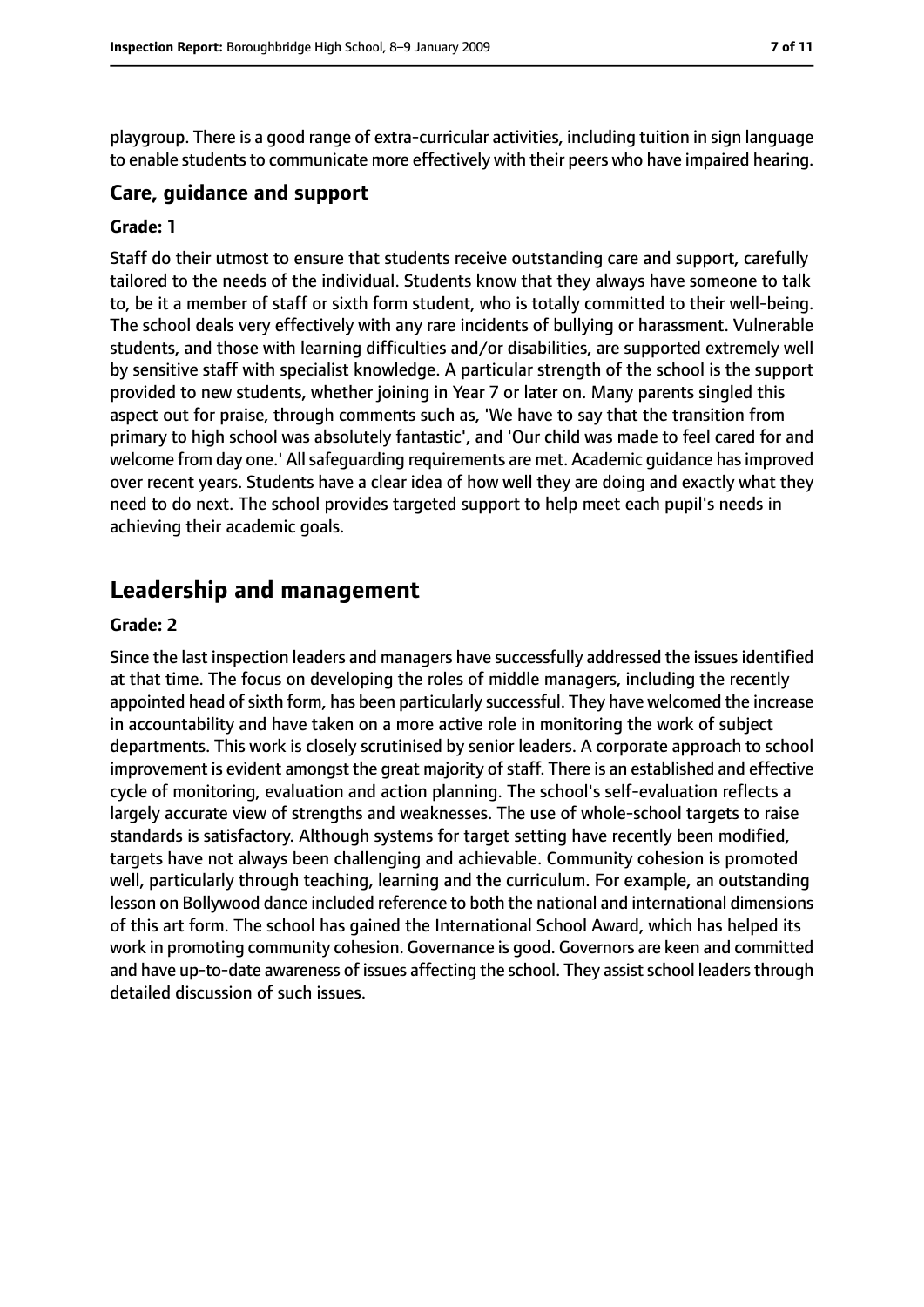playgroup. There is a good range of extra-curricular activities, including tuition in sign language to enable students to communicate more effectively with their peers who have impaired hearing.

### Care, guidance and support

#### Grade: 1

Staff do their utmost to ensure that students receive outstanding care and support, carefully tailored to the needs of the individual. Students know that they always have someone to talk to, be it a member of staff or sixth form student, who is totally committed to their well-being. The school deals very effectively with any rare incidents of bullying or harassment. Vulnerable students, and those with learning difficulties and/or disabilities, are supported extremely well by sensitive staff with specialist knowledge. A particular strength of the school is the support provided to new students, whether joining in Year 7 or later on. Many parents singled this aspect out for praise, through comments such as, 'We have to say that the transition from primary to high school was absolutely fantastic', and 'Our child was made to feel cared for and welcome from day one.' All safeguarding requirements are met. Academic guidance has improved over recent years. Students have a clear idea of how well they are doing and exactly what they need to do next. The school provides targeted support to help meet each pupil's needs in achieving their academic goals.

## Leadership and management

#### Grade: 2

Since the last inspection leaders and managers have successfully addressed the issues identified at that time. The focus on developing the roles of middle managers, including the recently appointed head of sixth form, has been particularly successful. They have welcomed the increase in accountability and have taken on a more active role in monitoring the work of subject departments. This work is closely scrutinised by senior leaders. A corporate approach to school improvement is evident amongst the great majority of staff. There is an established and effective cycle of monitoring, evaluation and action planning. The school's self-evaluation reflects a largely accurate view of strengths and weaknesses. The use of whole-school targets to raise standards is satisfactory. Although systems for target setting have recently been modified, targets have not always been challenging and achievable. Community cohesion is promoted well, particularly through teaching, learning and the curriculum. For example, an outstanding lesson on Bollywood dance included reference to both the national and international dimensions of this art form. The school has gained the International School Award, which has helped its work in promoting community cohesion. Governance is good. Governors are keen and committed and have up-to-date awareness of issues affecting the school. They assist school leaders through detailed discussion of such issues.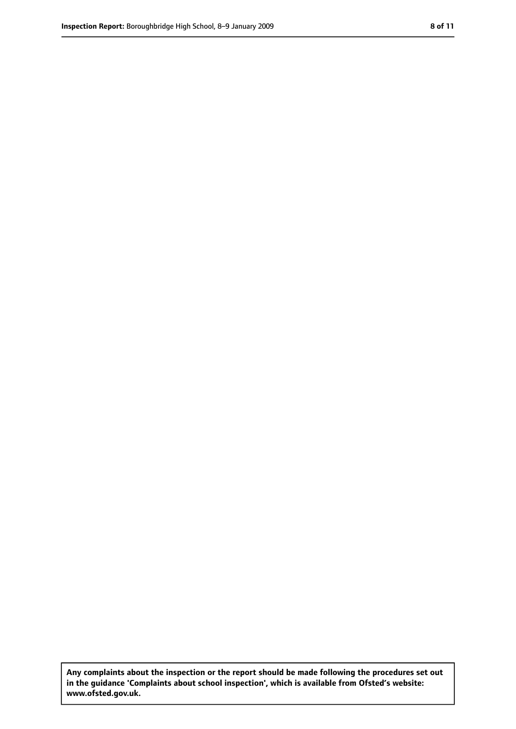**Any complaints about the inspection or the report should be made following the procedures set out in the guidance 'Complaints about school inspection', which is available from Ofsted's website: www.ofsted.gov.uk.**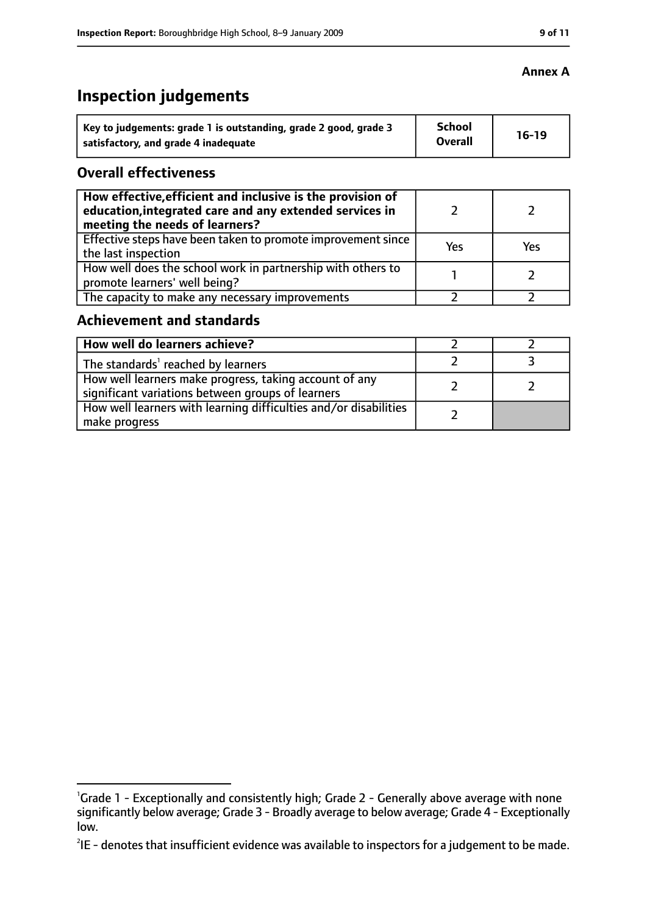**Annex A**

# Inspection judgements

| Key to judgements: grade 1 is outstanding, grade 2 good, grade 3 satisfactory, and grade 4 inadequate | School Overall | 16-19 |
|---|---|---|

## Overall effectiveness

| | | |
|---|---|---|
| **How effective,efficient and inclusive is the provision of education,integrated care and any extended services in meeting the needs of learners?** | 2 | 2 |
| Effective steps have been taken to promote improvement since the last inspection | Yes | Yes |
| How well does the school work in partnership with others to promote learners' well being? | 1 | 2 |
| The capacity to make any necessary improvements | 2 | 2 |

## Achievement and standards

| | | |
|---|---|---|
| **How well do learners achieve?** | 2 | 2 |
| The standards[1] reached by learners | 2 | 3 |
| How well learners make progress, taking account of any significant variations between groups of learners | 2 | 2 |
| How well learners with learning difficulties and/or disabilities make progress | 2 | |

[1] Grade 1 - Exceptionally and consistently high; Grade 2 - Generally above average with none significantly below average; Grade 3 - Broadly average to below average; Grade 4 - Exceptionally low.

[2] IE - denotes that insufficient evidence was available to inspectors for a judgement to be made.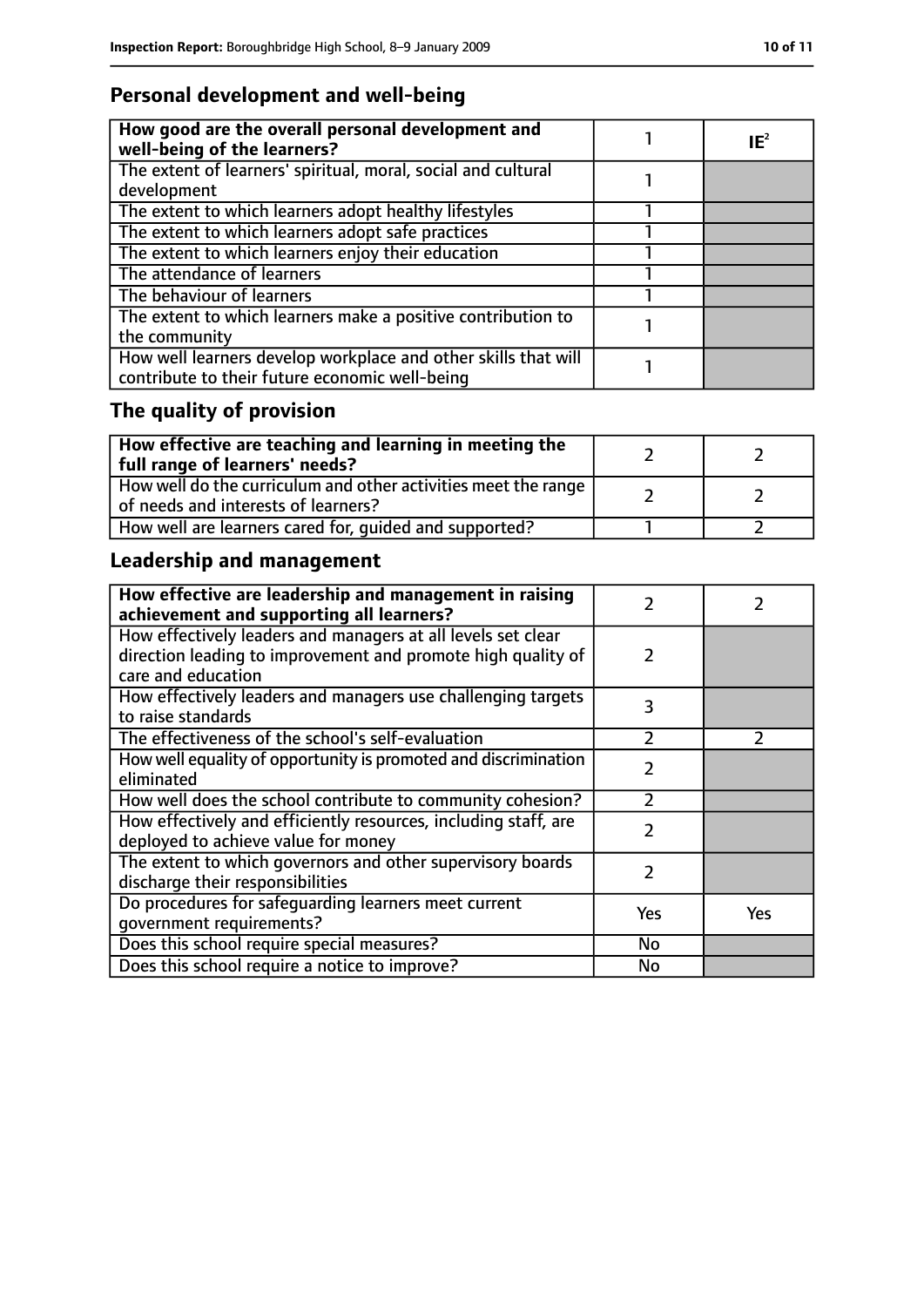## Personal development and well-being

| How good are the overall personal development and well-being of the learners? | 1 | IE[2] |
|---|---|---|
| The extent of learners' spiritual, moral, social and cultural development | 1 | |
| The extent to which learners adopt healthy lifestyles | 1 | |
| The extent to which learners adopt safe practices | 1 | |
| The extent to which learners enjoy their education | 1 | |
| The attendance of learners | 1 | |
| The behaviour of learners | 1 | |
| The extent to which learners make a positive contribution to the community | 1 | |
| How well learners develop workplace and other skills that will contribute to their future economic well-being | 1 | |

## The quality of provision

| How effective are teaching and learning in meeting the full range of learners' needs? | 2 | 2 |
|---|---|---|
| How well do the curriculum and other activities meet the range of needs and interests of learners? | 2 | 2 |
| How well are learners cared for, guided and supported? | 1 | 2 |

## Leadership and management

| How effective are leadership and management in raising achievement and supporting all learners? | 2 | 2 |
|---|---|---|
| How effectively leaders and managers at all levels set clear direction leading to improvement and promote high quality of care and education | 2 | |
| How effectively leaders and managers use challenging targets to raise standards | 3 | |
| The effectiveness of the school's self-evaluation | 2 | 2 |
| How well equality of opportunity is promoted and discrimination eliminated | 2 | |
| How well does the school contribute to community cohesion? | 2 | |
| How effectively and efficiently resources, including staff, are deployed to achieve value for money | 2 | |
| The extent to which governors and other supervisory boards discharge their responsibilities | 2 | |
| Do procedures for safeguarding learners meet current government requirements? | Yes | Yes |
| Does this school require special measures? | No | |
| Does this school require a notice to improve? | No | |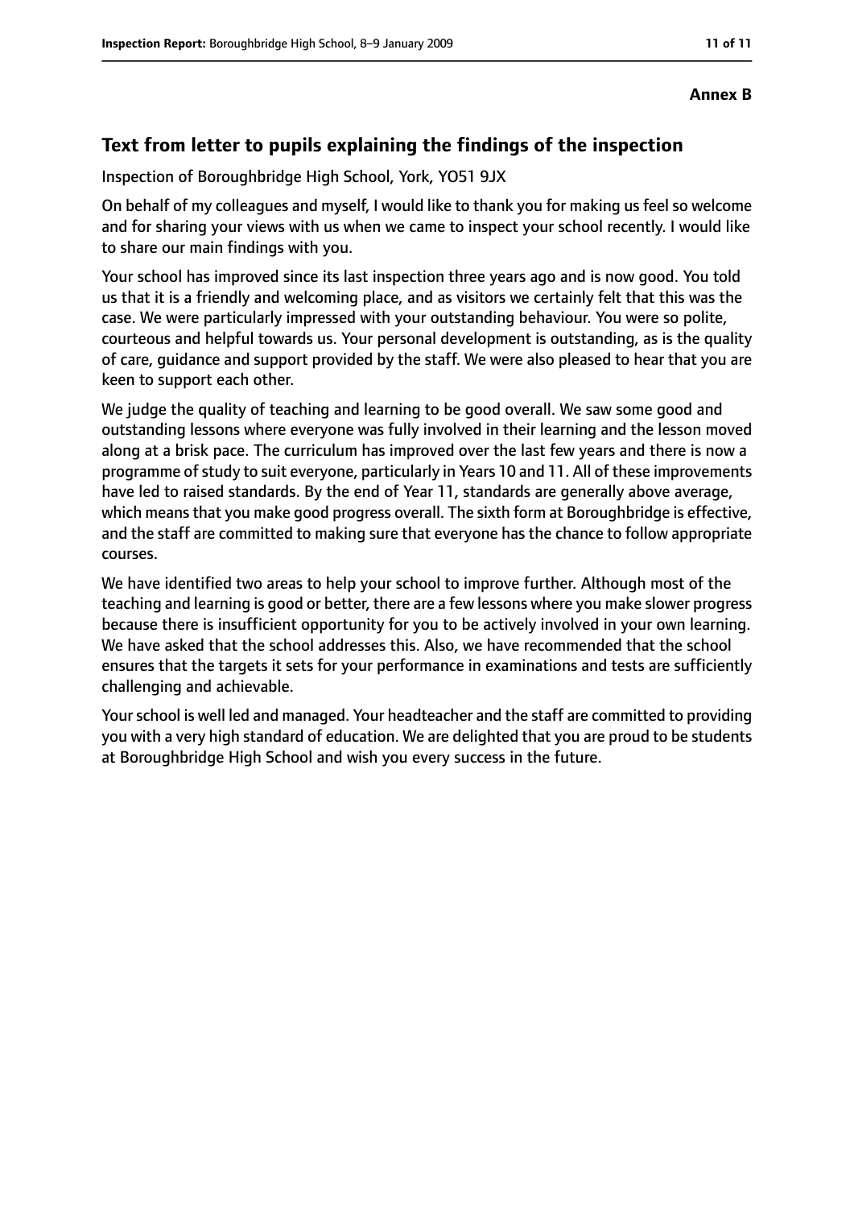**Annex B**

## Text from letter to pupils explaining the findings of the inspection

Inspection of Boroughbridge High School, York, YO51 9JX

On behalf of my colleagues and myself, I would like to thank you for making us feel so welcome and for sharing your views with us when we came to inspect your school recently. I would like to share our main findings with you.

Your school has improved since its last inspection three years ago and is now good. You told us that it is a friendly and welcoming place, and as visitors we certainly felt that this was the case. We were particularly impressed with your outstanding behaviour. You were so polite, courteous and helpful towards us. Your personal development is outstanding, as is the quality of care, guidance and support provided by the staff. We were also pleased to hear that you are keen to support each other.

We judge the quality of teaching and learning to be good overall. We saw some good and outstanding lessons where everyone was fully involved in their learning and the lesson moved along at a brisk pace. The curriculum has improved over the last few years and there is now a programme of study to suit everyone, particularly in Years 10 and 11. All of these improvements have led to raised standards. By the end of Year 11, standards are generally above average, which means that you make good progress overall. The sixth form at Boroughbridge is effective, and the staff are committed to making sure that everyone has the chance to follow appropriate courses.

We have identified two areas to help your school to improve further. Although most of the teaching and learning is good or better, there are a few lessons where you make slower progress because there is insufficient opportunity for you to be actively involved in your own learning. We have asked that the school addresses this. Also, we have recommended that the school ensures that the targets it sets for your performance in examinations and tests are sufficiently challenging and achievable.

Your school is well led and managed. Your headteacher and the staff are committed to providing you with a very high standard of education. We are delighted that you are proud to be students at Boroughbridge High School and wish you every success in the future.